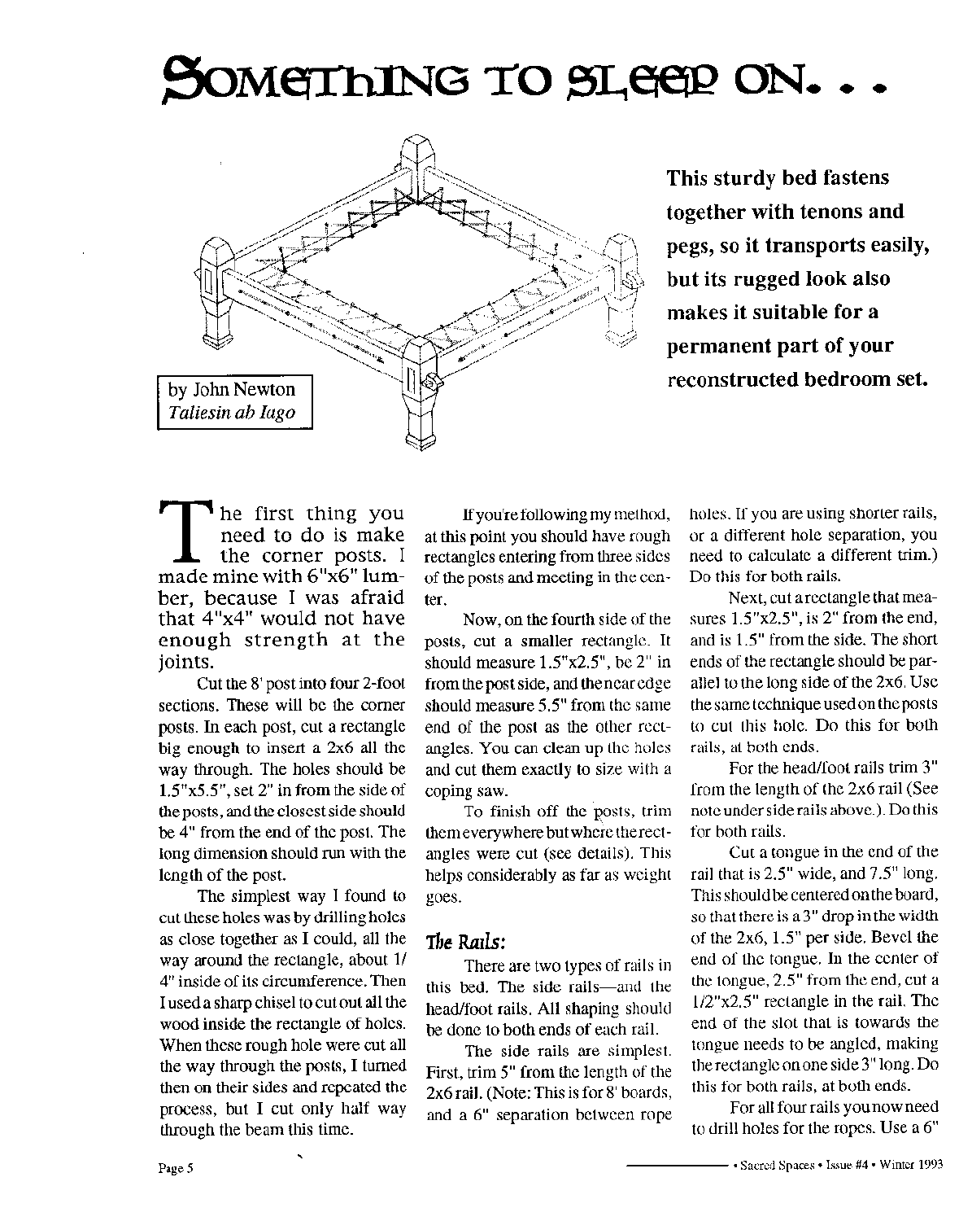# Something to Sleep On...

**This sturdy bed fastens together with tenons and pegs, so it transports easily, but its rugged look also makes it suitable for a permanent part of your reconstructed bedroom set.**

by John Newton
*Taliesin ab Iago*

The first thing you need to do is make the corner posts. I made mine with 6"x6" lumber, because I was afraid that 4"x4" would not have enough strength at the joints.

Cut the 8' post into four 2-foot sections. These will be the corner posts. In each post, cut a rectangle big enough to insert a 2x6 all the way through. The holes should be 1.5"x5.5", set 2" in from the side of the posts, and the closest side should be 4" from the end of the post. The long dimension should run with the length of the post.

The simplest way I found to cut these holes was by drilling holes as close together as I could, all the way around the rectangle, about 1/4" inside of its circumference. Then I used a sharp chisel to cut out all the wood inside the rectangle of holes. When these rough hole were cut all the way through the posts, I turned then on their sides and repeated the process, but I cut only half way through the beam this time.

If you're following my method, at this point you should have rough rectangles entering from three sides of the posts and meeting in the center.

Now, on the fourth side of the posts, cut a smaller rectangle. It should measure 1.5"x2.5", be 2" in from the post side, and the near edge should measure 5.5" from the same end of the post as the other rectangles. You can clean up the holes and cut them exactly to size with a coping saw.

To finish off the posts, trim them everywhere but where the rectangles were cut (see details). This helps considerably as far as weight goes.

## The Rails:

There are two types of rails in this bed. The side rails—and the head/foot rails. All shaping should be done to both ends of each rail.

The side rails are simplest. First, trim 5" from the length of the 2x6 rail. (Note: This is for 8' boards, and a 6" separation between rope holes. If you are using shorter rails, or a different hole separation, you need to calculate a different trim.) Do this for both rails.

Next, cut a rectangle that measures 1.5"x2.5", is 2" from the end, and is 1.5" from the side. The short ends of the rectangle should be parallel to the long side of the 2x6. Use the same technique used on the posts to cut this hole. Do this for both rails, at both ends.

For the head/foot rails trim 3" from the length of the 2x6 rail (See note under side rails above.). Do this for both rails.

Cut a tongue in the end of the rail that is 2.5" wide, and 7.5" long. This should be centered on the board, so that there is a 3" drop in the width of the 2x6, 1.5" per side. Bevel the end of the tongue. In the center of the tongue, 2.5" from the end, cut a 1/2"x2.5" rectangle in the rail. The end of the slot that is towards the tongue needs to be angled, making the rectangle on one side 3" long. Do this for both rails, at both ends.

For all four rails you now need to drill holes for the ropes. Use a 6"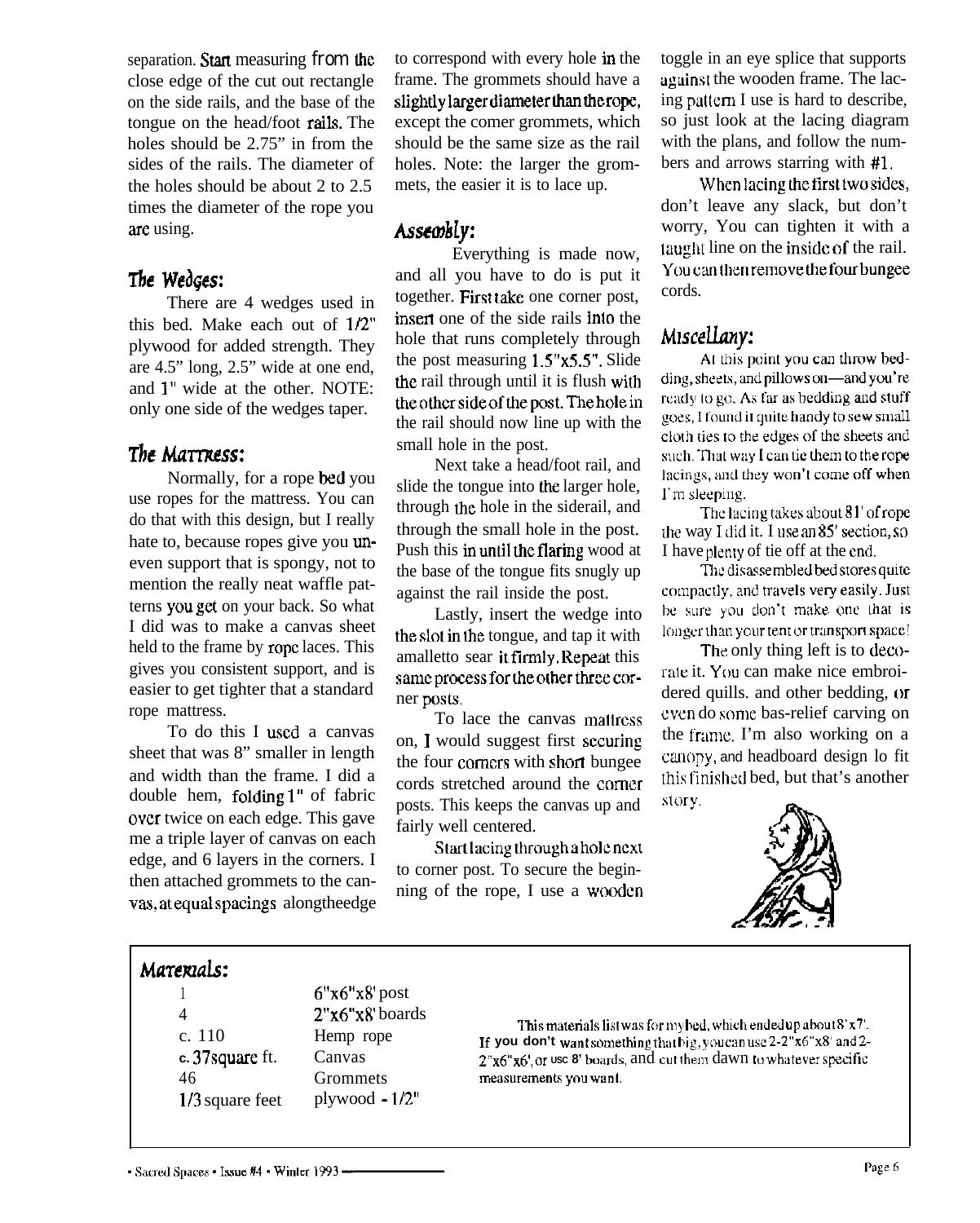separation. Start measuring from the close edge of the cut out rectangle on the side rails, and the base of the tongue on the head/foot rails. The holes should be 2.75" in from the sides of the rails. The diameter of the holes should be about 2 to 2.5 times the diameter of the rope you are using.

## The Wedges:

There are 4 wedges used in this bed. Make each out of 1/2" plywood for added strength. They are 4.5" long, 2.5" wide at one end, and 1" wide at the other. NOTE: only one side of the wedges taper.

## The Mattress:

Normally, for a rope bed you use ropes for the mattress. You can do that with this design, but I really hate to, because ropes give you uneven support that is spongy, not to mention the really neat waffle patterns you get on your back. So what I did was to make a canvas sheet held to the frame by rope laces. This gives you consistent support, and is easier to get tighter that a standard rope mattress.

To do this I used a canvas sheet that was 8" smaller in length and width than the frame. I did a double hem, folding 1" of fabric over twice on each edge. This gave me a triple layer of canvas on each edge, and 6 layers in the corners. I then attached grommets to the canvas, at equal spacings alongtheedge to correspond with every hole in the frame. The grommets should have a slightly larger diameter than the rope, except the comer grommets, which should be the same size as the rail holes. Note: the larger the grommets, the easier it is to lace up.

## Assembly:

Everything is made now, and all you have to do is put it together. First take one corner post, insert one of the side rails into the hole that runs completely through the post measuring 1.5"x5.5". Slide the rail through until it is flush with the other side of the post. The hole in the rail should now line up with the small hole in the post.

Next take a head/foot rail, and slide the tongue into the larger hole, through the hole in the siderail, and through the small hole in the post. Push this in until the flaring wood at the base of the tongue fits snugly up against the rail inside the post.

Lastly, insert the wedge into the slot in the tongue, and tap it with amalletto sear it firmly. Repeat this same process for the other three corner posts.

To lace the canvas mattress on, I would suggest first securing the four corners with short bungee cords stretched around the corner posts. This keeps the canvas up and fairly well centered.

Start lacing through a hole next to corner post. To secure the beginning of the rope, I use a wooden toggle in an eye splice that supports against the wooden frame. The lacing pattern I use is hard to describe, so just look at the lacing diagram with the plans, and follow the numbers and arrows starring with #1.

When lacing the first two sides, don't leave any slack, but don't worry, You can tighten it with a taught line on the inside of the rail. You can then remove the four bungee cords.

## Miscellany:

At this point you can throw bedding, sheets, and pillows on—and you're ready to go. As far as bedding and stuff goes, I found it quite handy to sew small cloth ties to the edges of the sheets and such. That way I can tie them to the rope lacings, and they won't come off when I'm sleeping.

The lacing takes about 81' of rope the way I did it. I use an 85' section, so I have plenty of tie off at the end.

The disassembled bed stores quite compactly, and travels very easily. Just be sure you don't make one that is longer than your tent or transport space!

The only thing left is to decorate it. You can make nice embroidered quills. and other bedding, or even do some bas-relief carving on the frame. I'm also working on a canopy, and headboard design lo fit this finished bed, but that's another story.

## Materials:

| | |
|---|---|
| 1 | 6"x6"x8' post |
| 4 | 2"x6"x8' boards |
| c. 110 | Hemp rope |
| c. 37 square ft. | Canvas |
| 46 | Grommets |
| 1/3 square feet | plywood - 1/2" |

This materials list was for my bed, which ended up about 8' x 7'. If you don't want something that big, you can use 2-2"x6"x8' and 2-2"x6"x6', or use 8' boards, and cut them dawn to whatever specific measurements you want.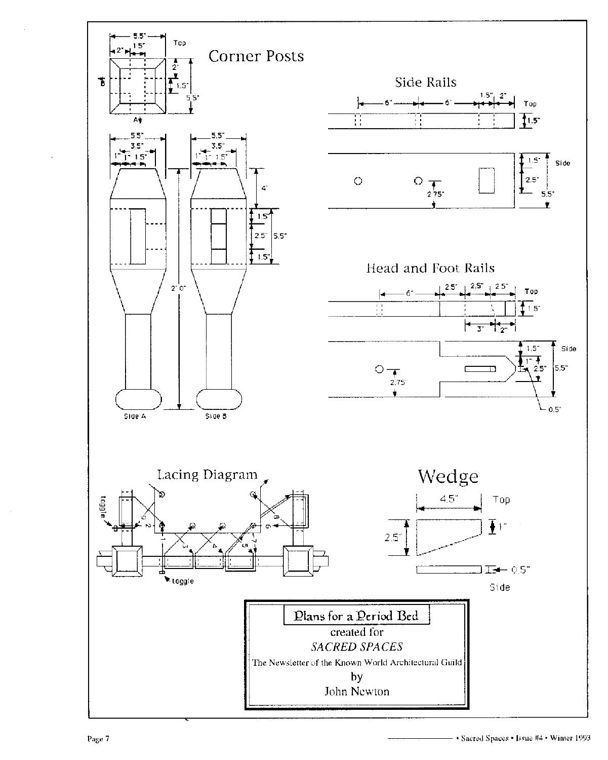## Corner Posts

Top

5.5"

1.5"

2"

2"

1.5"

5.5"

B

A

5.5"

3.5"

1" 1" 1.5"

4"

1.5"

2.5"

5.5"

1.5"

2' 0"

Side A

Side B

## Side Rails

6"

6"

1.5"

2"

Top

1.5"

1.5"

2.5"

2.75"

5.5"

Side

## Head and Foot Rails

6"

2.5"

2.5"

2.5"

Top

1.5"

3"

2"

1.5"

1"

2.5"

5.5"

Side

2.75"

0.5"

## Lacing Diagram

toggle

toggle

1 2 3 4 5 6 7 8 9

## Wedge

4.5"

Top

2.5"

1"

0.5"

Side

**Plans for a Period Bed**

created for

*SACRED SPACES*

The Newsletter of the Known World Architectural Guild

by

John Newton